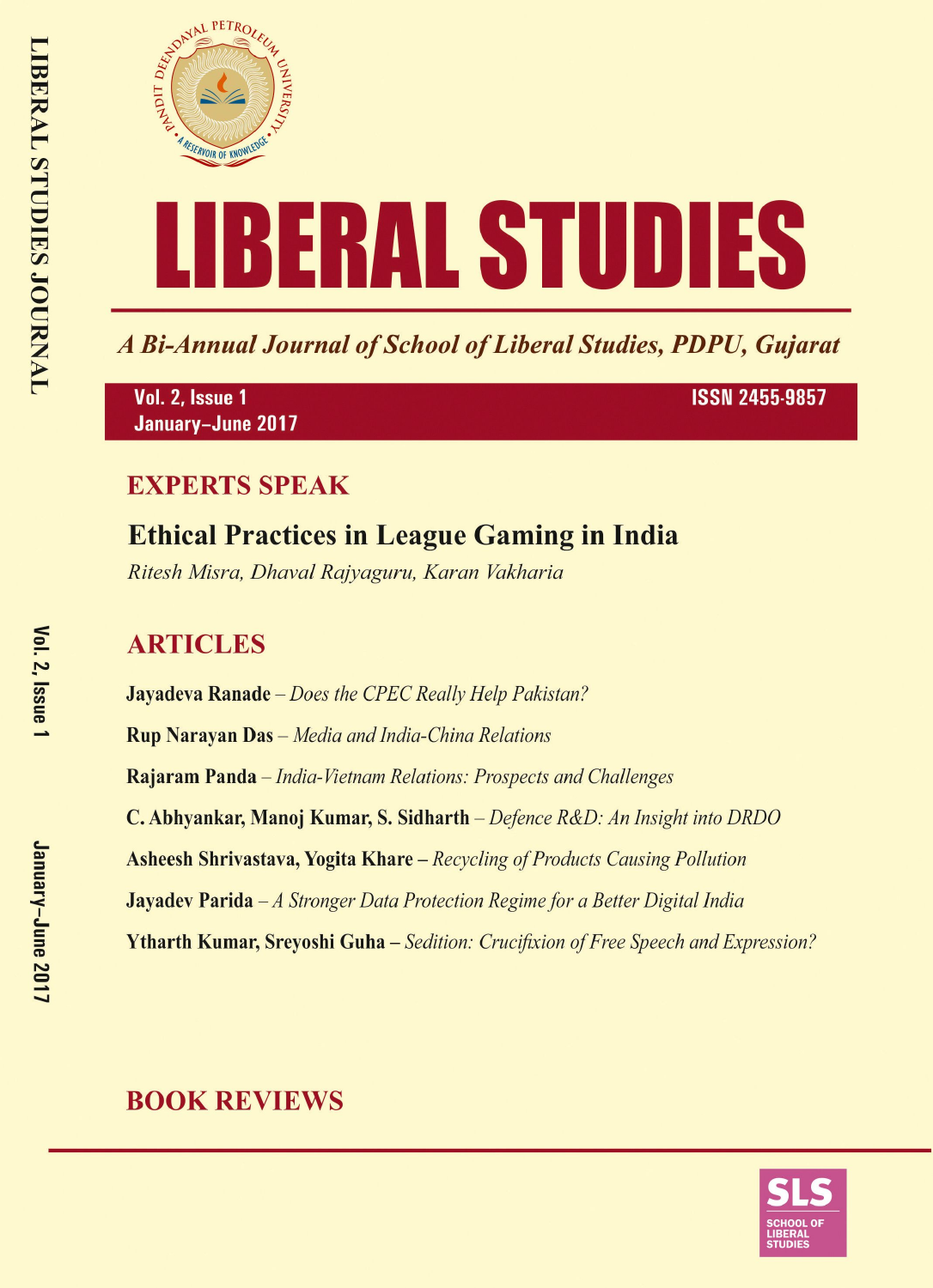# LIBERAL STUDIES

*A Bi-Annual Journal of School of Liberal Studies, PDPU, Gujarat*

**Vol. 2, Issue 1**
**January–June 2017**
**ISSN 2455-9857**

## EXPERTS SPEAK

### Ethical Practices in League Gaming in India

*Ritesh Misra, Dhaval Rajyaguru, Karan Vakharia*

## ARTICLES

**Jayadeva Ranade** – *Does the CPEC Really Help Pakistan?*

**Rup Narayan Das** – *Media and India-China Relations*

**Rajaram Panda** – *India-Vietnam Relations: Prospects and Challenges*

**C. Abhyankar, Manoj Kumar, S. Sidharth** – *Defence R&D: An Insight into DRDO*

**Asheesh Shrivastava, Yogita Khare** – *Recycling of Products Causing Pollution*

**Jayadev Parida** – *A Stronger Data Protection Regime for a Better Digital India*

**Ytharth Kumar, Sreyoshi Guha** – *Sedition: Crucifixion of Free Speech and Expression?*

## BOOK REVIEWS

SLS
SCHOOL OF LIBERAL STUDIES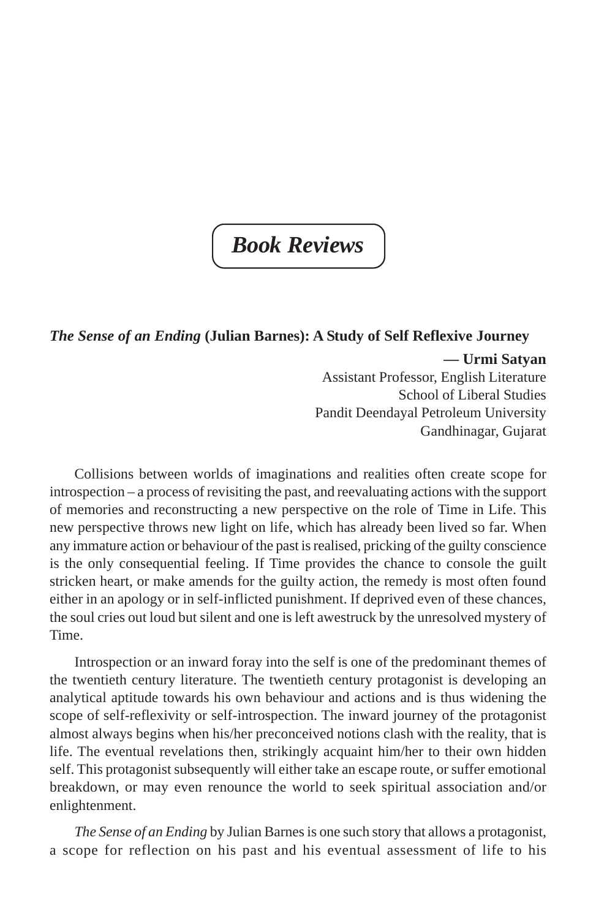# Book Reviews

## *The Sense of an Ending* (Julian Barnes): A Study of Self Reflexive Journey

**— Urmi Satyan**
Assistant Professor, English Literature
School of Liberal Studies
Pandit Deendayal Petroleum University
Gandhinagar, Gujarat

Collisions between worlds of imaginations and realities often create scope for introspection – a process of revisiting the past, and reevaluating actions with the support of memories and reconstructing a new perspective on the role of Time in Life. This new perspective throws new light on life, which has already been lived so far. When any immature action or behaviour of the past is realised, pricking of the guilty conscience is the only consequential feeling. If Time provides the chance to console the guilt stricken heart, or make amends for the guilty action, the remedy is most often found either in an apology or in self-inflicted punishment. If deprived even of these chances, the soul cries out loud but silent and one is left awestruck by the unresolved mystery of Time.

Introspection or an inward foray into the self is one of the predominant themes of the twentieth century literature. The twentieth century protagonist is developing an analytical aptitude towards his own behaviour and actions and is thus widening the scope of self-reflexivity or self-introspection. The inward journey of the protagonist almost always begins when his/her preconceived notions clash with the reality, that is life. The eventual revelations then, strikingly acquaint him/her to their own hidden self. This protagonist subsequently will either take an escape route, or suffer emotional breakdown, or may even renounce the world to seek spiritual association and/or enlightenment.

*The Sense of an Ending* by Julian Barnes is one such story that allows a protagonist, a scope for reflection on his past and his eventual assessment of life to his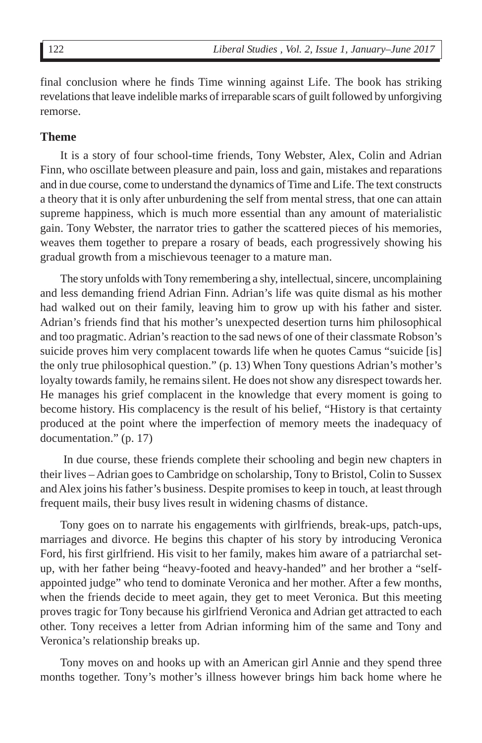final conclusion where he finds Time winning against Life. The book has striking revelations that leave indelible marks of irreparable scars of guilt followed by unforgiving remorse.

## Theme

It is a story of four school-time friends, Tony Webster, Alex, Colin and Adrian Finn, who oscillate between pleasure and pain, loss and gain, mistakes and reparations and in due course, come to understand the dynamics of Time and Life. The text constructs a theory that it is only after unburdening the self from mental stress, that one can attain supreme happiness, which is much more essential than any amount of materialistic gain. Tony Webster, the narrator tries to gather the scattered pieces of his memories, weaves them together to prepare a rosary of beads, each progressively showing his gradual growth from a mischievous teenager to a mature man.

The story unfolds with Tony remembering a shy, intellectual, sincere, uncomplaining and less demanding friend Adrian Finn. Adrian's life was quite dismal as his mother had walked out on their family, leaving him to grow up with his father and sister. Adrian's friends find that his mother's unexpected desertion turns him philosophical and too pragmatic. Adrian's reaction to the sad news of one of their classmate Robson's suicide proves him very complacent towards life when he quotes Camus "suicide [is] the only true philosophical question." (p. 13) When Tony questions Adrian's mother's loyalty towards family, he remains silent. He does not show any disrespect towards her. He manages his grief complacent in the knowledge that every moment is going to become history. His complacency is the result of his belief, "History is that certainty produced at the point where the imperfection of memory meets the inadequacy of documentation." (p. 17)

In due course, these friends complete their schooling and begin new chapters in their lives – Adrian goes to Cambridge on scholarship, Tony to Bristol, Colin to Sussex and Alex joins his father's business. Despite promises to keep in touch, at least through frequent mails, their busy lives result in widening chasms of distance.

Tony goes on to narrate his engagements with girlfriends, break-ups, patch-ups, marriages and divorce. He begins this chapter of his story by introducing Veronica Ford, his first girlfriend. His visit to her family, makes him aware of a patriarchal set-up, with her father being "heavy-footed and heavy-handed" and her brother a "self-appointed judge" who tend to dominate Veronica and her mother. After a few months, when the friends decide to meet again, they get to meet Veronica. But this meeting proves tragic for Tony because his girlfriend Veronica and Adrian get attracted to each other. Tony receives a letter from Adrian informing him of the same and Tony and Veronica's relationship breaks up.

Tony moves on and hooks up with an American girl Annie and they spend three months together. Tony's mother's illness however brings him back home where he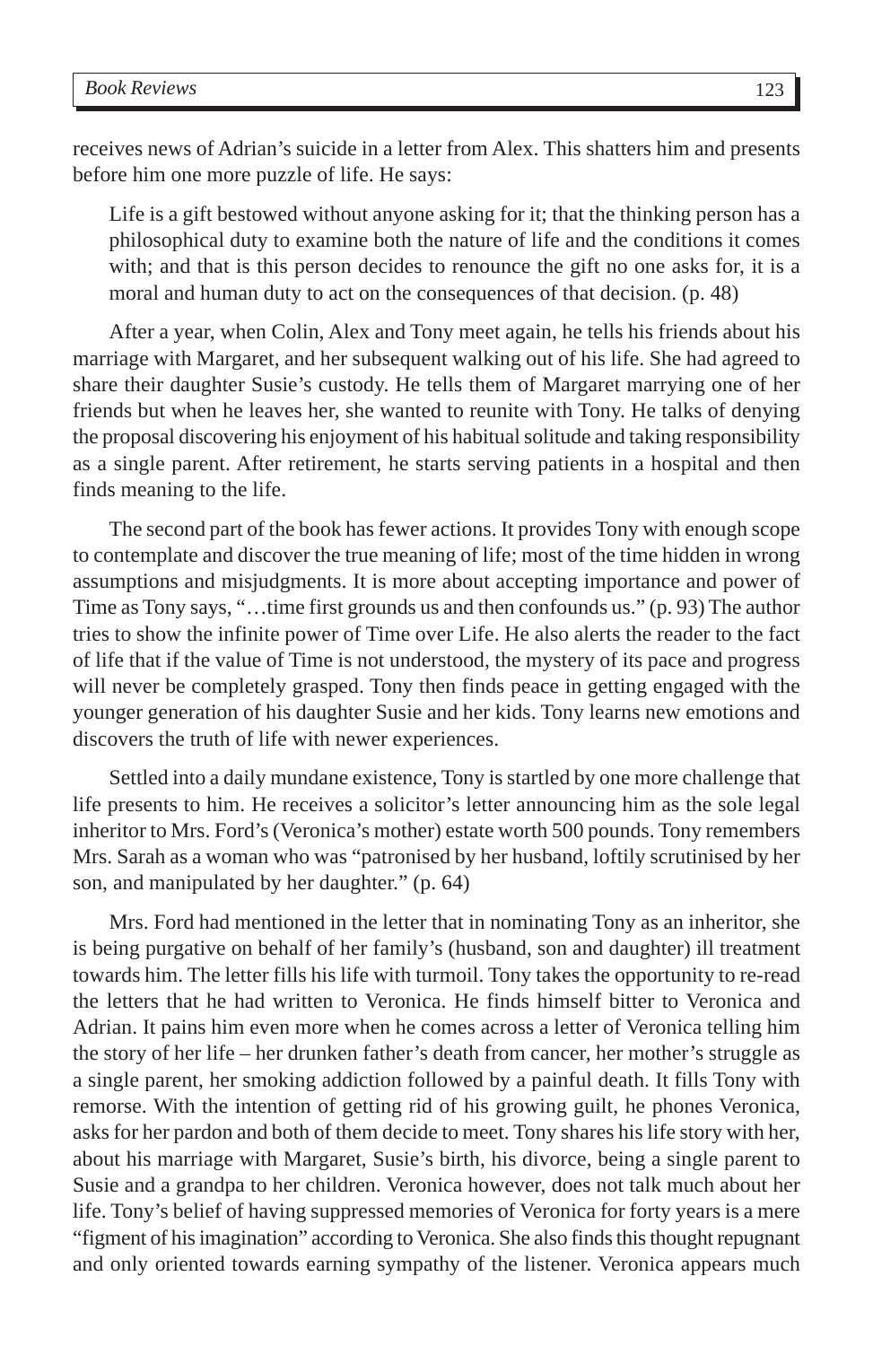receives news of Adrian's suicide in a letter from Alex. This shatters him and presents before him one more puzzle of life. He says:

> Life is a gift bestowed without anyone asking for it; that the thinking person has a philosophical duty to examine both the nature of life and the conditions it comes with; and that is this person decides to renounce the gift no one asks for, it is a moral and human duty to act on the consequences of that decision. (p. 48)

After a year, when Colin, Alex and Tony meet again, he tells his friends about his marriage with Margaret, and her subsequent walking out of his life. She had agreed to share their daughter Susie's custody. He tells them of Margaret marrying one of her friends but when he leaves her, she wanted to reunite with Tony. He talks of denying the proposal discovering his enjoyment of his habitual solitude and taking responsibility as a single parent. After retirement, he starts serving patients in a hospital and then finds meaning to the life.

The second part of the book has fewer actions. It provides Tony with enough scope to contemplate and discover the true meaning of life; most of the time hidden in wrong assumptions and misjudgments. It is more about accepting importance and power of Time as Tony says, "…time first grounds us and then confounds us." (p. 93) The author tries to show the infinite power of Time over Life. He also alerts the reader to the fact of life that if the value of Time is not understood, the mystery of its pace and progress will never be completely grasped. Tony then finds peace in getting engaged with the younger generation of his daughter Susie and her kids. Tony learns new emotions and discovers the truth of life with newer experiences.

Settled into a daily mundane existence, Tony is startled by one more challenge that life presents to him. He receives a solicitor's letter announcing him as the sole legal inheritor to Mrs. Ford's (Veronica's mother) estate worth 500 pounds. Tony remembers Mrs. Sarah as a woman who was "patronised by her husband, loftily scrutinised by her son, and manipulated by her daughter." (p. 64)

Mrs. Ford had mentioned in the letter that in nominating Tony as an inheritor, she is being purgative on behalf of her family's (husband, son and daughter) ill treatment towards him. The letter fills his life with turmoil. Tony takes the opportunity to re-read the letters that he had written to Veronica. He finds himself bitter to Veronica and Adrian. It pains him even more when he comes across a letter of Veronica telling him the story of her life – her drunken father's death from cancer, her mother's struggle as a single parent, her smoking addiction followed by a painful death. It fills Tony with remorse. With the intention of getting rid of his growing guilt, he phones Veronica, asks for her pardon and both of them decide to meet. Tony shares his life story with her, about his marriage with Margaret, Susie's birth, his divorce, being a single parent to Susie and a grandpa to her children. Veronica however, does not talk much about her life. Tony's belief of having suppressed memories of Veronica for forty years is a mere "figment of his imagination" according to Veronica. She also finds this thought repugnant and only oriented towards earning sympathy of the listener. Veronica appears much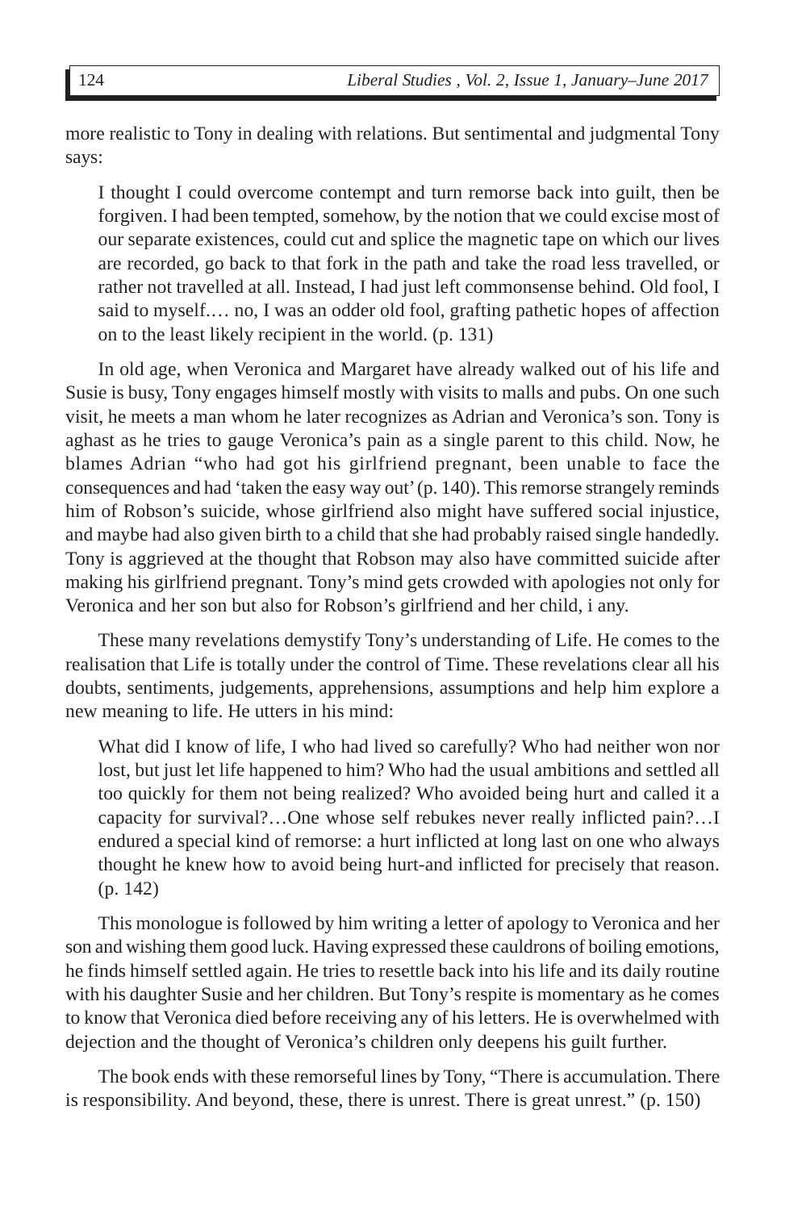more realistic to Tony in dealing with relations. But sentimental and judgmental Tony says:

> I thought I could overcome contempt and turn remorse back into guilt, then be forgiven. I had been tempted, somehow, by the notion that we could excise most of our separate existences, could cut and splice the magnetic tape on which our lives are recorded, go back to that fork in the path and take the road less travelled, or rather not travelled at all. Instead, I had just left commonsense behind. Old fool, I said to myself.… no, I was an odder old fool, grafting pathetic hopes of affection on to the least likely recipient in the world. (p. 131)

In old age, when Veronica and Margaret have already walked out of his life and Susie is busy, Tony engages himself mostly with visits to malls and pubs. On one such visit, he meets a man whom he later recognizes as Adrian and Veronica's son. Tony is aghast as he tries to gauge Veronica's pain as a single parent to this child. Now, he blames Adrian "who had got his girlfriend pregnant, been unable to face the consequences and had 'taken the easy way out' (p. 140). This remorse strangely reminds him of Robson's suicide, whose girlfriend also might have suffered social injustice, and maybe had also given birth to a child that she had probably raised single handedly. Tony is aggrieved at the thought that Robson may also have committed suicide after making his girlfriend pregnant. Tony's mind gets crowded with apologies not only for Veronica and her son but also for Robson's girlfriend and her child, i any.

These many revelations demystify Tony's understanding of Life. He comes to the realisation that Life is totally under the control of Time. These revelations clear all his doubts, sentiments, judgements, apprehensions, assumptions and help him explore a new meaning to life. He utters in his mind:

> What did I know of life, I who had lived so carefully? Who had neither won nor lost, but just let life happened to him? Who had the usual ambitions and settled all too quickly for them not being realized? Who avoided being hurt and called it a capacity for survival?…One whose self rebukes never really inflicted pain?…I endured a special kind of remorse: a hurt inflicted at long last on one who always thought he knew how to avoid being hurt-and inflicted for precisely that reason. (p. 142)

This monologue is followed by him writing a letter of apology to Veronica and her son and wishing them good luck. Having expressed these cauldrons of boiling emotions, he finds himself settled again. He tries to resettle back into his life and its daily routine with his daughter Susie and her children. But Tony's respite is momentary as he comes to know that Veronica died before receiving any of his letters. He is overwhelmed with dejection and the thought of Veronica's children only deepens his guilt further.

The book ends with these remorseful lines by Tony, "There is accumulation. There is responsibility. And beyond, these, there is unrest. There is great unrest." (p. 150)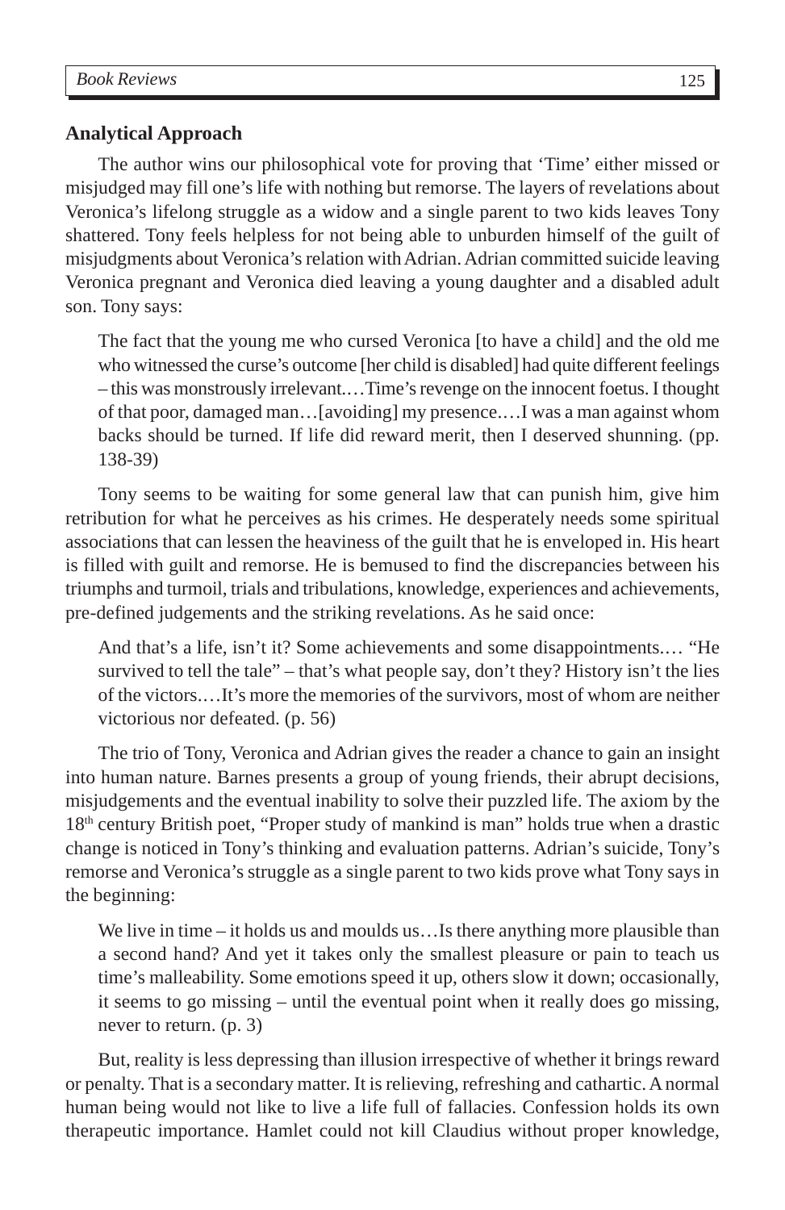## Analytical Approach

The author wins our philosophical vote for proving that 'Time' either missed or misjudged may fill one's life with nothing but remorse. The layers of revelations about Veronica's lifelong struggle as a widow and a single parent to two kids leaves Tony shattered. Tony feels helpless for not being able to unburden himself of the guilt of misjudgments about Veronica's relation with Adrian. Adrian committed suicide leaving Veronica pregnant and Veronica died leaving a young daughter and a disabled adult son. Tony says:

> The fact that the young me who cursed Veronica [to have a child] and the old me who witnessed the curse's outcome [her child is disabled] had quite different feelings – this was monstrously irrelevant.…Time's revenge on the innocent foetus. I thought of that poor, damaged man…[avoiding] my presence.…I was a man against whom backs should be turned. If life did reward merit, then I deserved shunning. (pp. 138-39)

Tony seems to be waiting for some general law that can punish him, give him retribution for what he perceives as his crimes. He desperately needs some spiritual associations that can lessen the heaviness of the guilt that he is enveloped in. His heart is filled with guilt and remorse. He is bemused to find the discrepancies between his triumphs and turmoil, trials and tribulations, knowledge, experiences and achievements, pre-defined judgements and the striking revelations. As he said once:

> And that's a life, isn't it? Some achievements and some disappointments.… "He survived to tell the tale" – that's what people say, don't they? History isn't the lies of the victors.…It's more the memories of the survivors, most of whom are neither victorious nor defeated. (p. 56)

The trio of Tony, Veronica and Adrian gives the reader a chance to gain an insight into human nature. Barnes presents a group of young friends, their abrupt decisions, misjudgements and the eventual inability to solve their puzzled life. The axiom by the 18th century British poet, "Proper study of mankind is man" holds true when a drastic change is noticed in Tony's thinking and evaluation patterns. Adrian's suicide, Tony's remorse and Veronica's struggle as a single parent to two kids prove what Tony says in the beginning:

> We live in time – it holds us and moulds us…Is there anything more plausible than a second hand? And yet it takes only the smallest pleasure or pain to teach us time's malleability. Some emotions speed it up, others slow it down; occasionally, it seems to go missing – until the eventual point when it really does go missing, never to return. (p. 3)

But, reality is less depressing than illusion irrespective of whether it brings reward or penalty. That is a secondary matter. It is relieving, refreshing and cathartic. A normal human being would not like to live a life full of fallacies. Confession holds its own therapeutic importance. Hamlet could not kill Claudius without proper knowledge,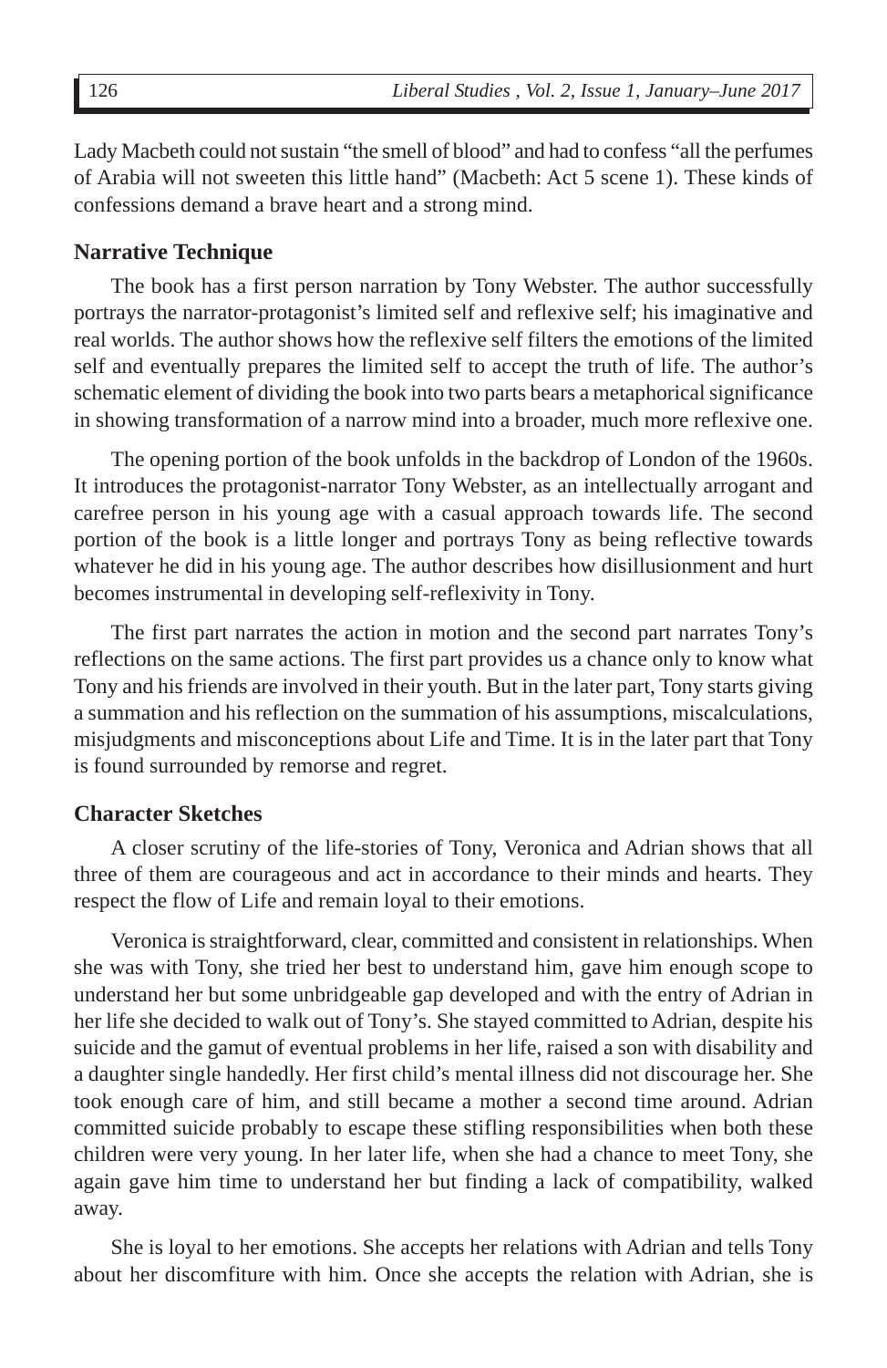Lady Macbeth could not sustain "the smell of blood" and had to confess "all the perfumes of Arabia will not sweeten this little hand" (Macbeth: Act 5 scene 1). These kinds of confessions demand a brave heart and a strong mind.

## Narrative Technique

The book has a first person narration by Tony Webster. The author successfully portrays the narrator-protagonist's limited self and reflexive self; his imaginative and real worlds. The author shows how the reflexive self filters the emotions of the limited self and eventually prepares the limited self to accept the truth of life. The author's schematic element of dividing the book into two parts bears a metaphorical significance in showing transformation of a narrow mind into a broader, much more reflexive one.

The opening portion of the book unfolds in the backdrop of London of the 1960s. It introduces the protagonist-narrator Tony Webster, as an intellectually arrogant and carefree person in his young age with a casual approach towards life. The second portion of the book is a little longer and portrays Tony as being reflective towards whatever he did in his young age. The author describes how disillusionment and hurt becomes instrumental in developing self-reflexivity in Tony.

The first part narrates the action in motion and the second part narrates Tony's reflections on the same actions. The first part provides us a chance only to know what Tony and his friends are involved in their youth. But in the later part, Tony starts giving a summation and his reflection on the summation of his assumptions, miscalculations, misjudgments and misconceptions about Life and Time. It is in the later part that Tony is found surrounded by remorse and regret.

## Character Sketches

A closer scrutiny of the life-stories of Tony, Veronica and Adrian shows that all three of them are courageous and act in accordance to their minds and hearts. They respect the flow of Life and remain loyal to their emotions.

Veronica is straightforward, clear, committed and consistent in relationships. When she was with Tony, she tried her best to understand him, gave him enough scope to understand her but some unbridgeable gap developed and with the entry of Adrian in her life she decided to walk out of Tony's. She stayed committed to Adrian, despite his suicide and the gamut of eventual problems in her life, raised a son with disability and a daughter single handedly. Her first child's mental illness did not discourage her. She took enough care of him, and still became a mother a second time around. Adrian committed suicide probably to escape these stifling responsibilities when both these children were very young. In her later life, when she had a chance to meet Tony, she again gave him time to understand her but finding a lack of compatibility, walked away.

She is loyal to her emotions. She accepts her relations with Adrian and tells Tony about her discomfiture with him. Once she accepts the relation with Adrian, she is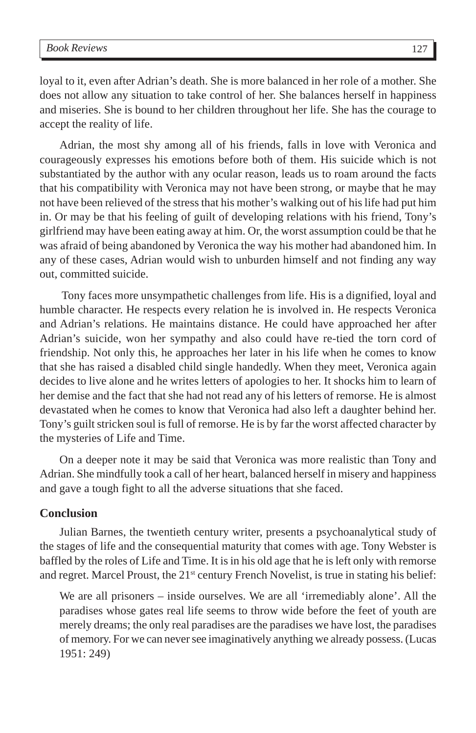loyal to it, even after Adrian's death. She is more balanced in her role of a mother. She does not allow any situation to take control of her. She balances herself in happiness and miseries. She is bound to her children throughout her life. She has the courage to accept the reality of life.

Adrian, the most shy among all of his friends, falls in love with Veronica and courageously expresses his emotions before both of them. His suicide which is not substantiated by the author with any ocular reason, leads us to roam around the facts that his compatibility with Veronica may not have been strong, or maybe that he may not have been relieved of the stress that his mother's walking out of his life had put him in. Or may be that his feeling of guilt of developing relations with his friend, Tony's girlfriend may have been eating away at him. Or, the worst assumption could be that he was afraid of being abandoned by Veronica the way his mother had abandoned him. In any of these cases, Adrian would wish to unburden himself and not finding any way out, committed suicide.

Tony faces more unsympathetic challenges from life. His is a dignified, loyal and humble character. He respects every relation he is involved in. He respects Veronica and Adrian's relations. He maintains distance. He could have approached her after Adrian's suicide, won her sympathy and also could have re-tied the torn cord of friendship. Not only this, he approaches her later in his life when he comes to know that she has raised a disabled child single handedly. When they meet, Veronica again decides to live alone and he writes letters of apologies to her. It shocks him to learn of her demise and the fact that she had not read any of his letters of remorse. He is almost devastated when he comes to know that Veronica had also left a daughter behind her. Tony's guilt stricken soul is full of remorse. He is by far the worst affected character by the mysteries of Life and Time.

On a deeper note it may be said that Veronica was more realistic than Tony and Adrian. She mindfully took a call of her heart, balanced herself in misery and happiness and gave a tough fight to all the adverse situations that she faced.

## Conclusion

Julian Barnes, the twentieth century writer, presents a psychoanalytical study of the stages of life and the consequential maturity that comes with age. Tony Webster is baffled by the roles of Life and Time. It is in his old age that he is left only with remorse and regret. Marcel Proust, the 21st century French Novelist, is true in stating his belief:

> We are all prisoners – inside ourselves. We are all 'irremediably alone'. All the paradises whose gates real life seems to throw wide before the feet of youth are merely dreams; the only real paradises are the paradises we have lost, the paradises of memory. For we can never see imaginatively anything we already possess. (Lucas 1951: 249)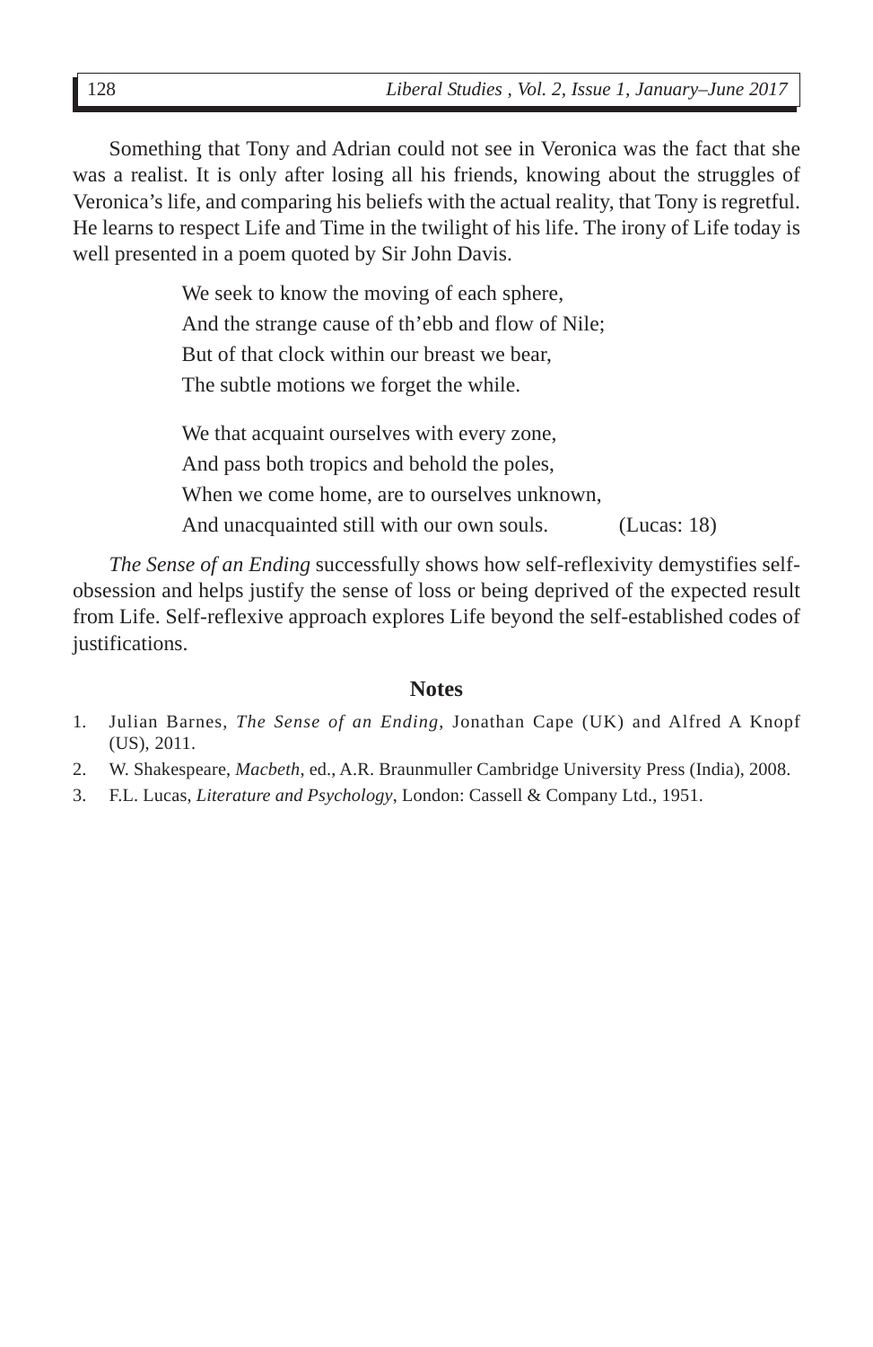Something that Tony and Adrian could not see in Veronica was the fact that she was a realist. It is only after losing all his friends, knowing about the struggles of Veronica's life, and comparing his beliefs with the actual reality, that Tony is regretful. He learns to respect Life and Time in the twilight of his life. The irony of Life today is well presented in a poem quoted by Sir John Davis.

> We seek to know the moving of each sphere,
> And the strange cause of th'ebb and flow of Nile;
> But of that clock within our breast we bear,
> The subtle motions we forget the while.
>
> We that acquaint ourselves with every zone,
> And pass both tropics and behold the poles,
> When we come home, are to ourselves unknown,
> And unacquainted still with our own souls. (Lucas: 18)

*The Sense of an Ending* successfully shows how self-reflexivity demystifies self-obsession and helps justify the sense of loss or being deprived of the expected result from Life. Self-reflexive approach explores Life beyond the self-established codes of justifications.

## Notes

1. Julian Barnes, *The Sense of an Ending*, Jonathan Cape (UK) and Alfred A Knopf (US), 2011.
2. W. Shakespeare, *Macbeth*, ed., A.R. Braunmuller Cambridge University Press (India), 2008.
3. F.L. Lucas, *Literature and Psychology*, London: Cassell & Company Ltd., 1951.